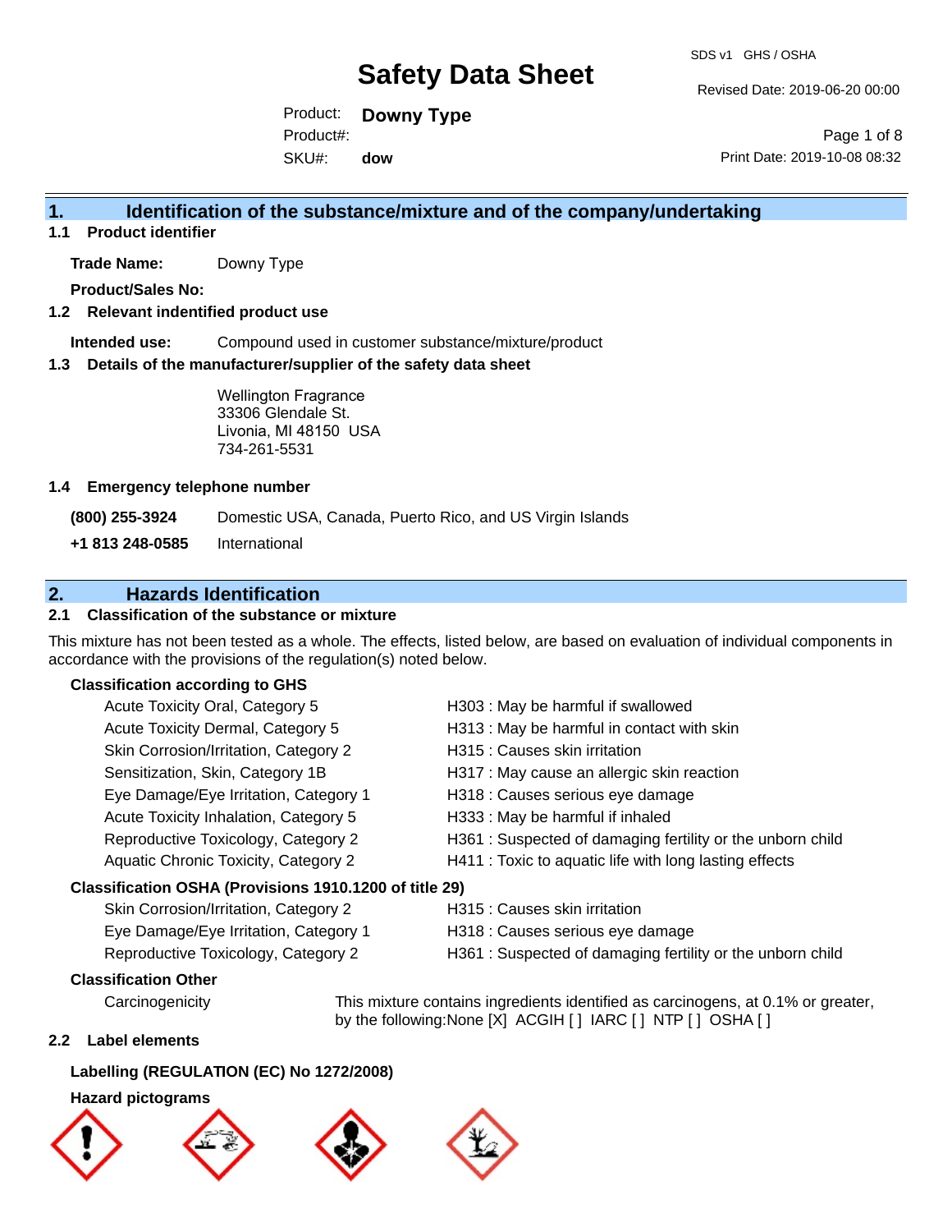# Safety Data Sheet

SDS v1 GHS / OSHA

Revised Date: 2019-06-20 00:00

Product: **Downy Type**
Product#:
SKU#: **dow**

Print Date: 2019-10-08 08:32

## 1. Identification of the substance/mixture and of the company/undertaking

### 1.1 Product identifier

**Trade Name:** Downy Type

**Product/Sales No:**

### 1.2 Relevant indentified product use

**Intended use:** Compound used in customer substance/mixture/product

### 1.3 Details of the manufacturer/supplier of the safety data sheet

Wellington Fragrance
33306 Glendale St.
Livonia, MI 48150 USA
734-261-5531

### 1.4 Emergency telephone number

| | |
|---|---|
| **(800) 255-3924** | Domestic USA, Canada, Puerto Rico, and US Virgin Islands |
| **+1 813 248-0585** | International |

## 2. Hazards Identification

### 2.1 Classification of the substance or mixture

This mixture has not been tested as a whole. The effects, listed below, are based on evaluation of individual components in accordance with the provisions of the regulation(s) noted below.

**Classification according to GHS**

| | |
|---|---|
| Acute Toxicity Oral, Category 5 | H303 : May be harmful if swallowed |
| Acute Toxicity Dermal, Category 5 | H313 : May be harmful in contact with skin |
| Skin Corrosion/Irritation, Category 2 | H315 : Causes skin irritation |
| Sensitization, Skin, Category 1B | H317 : May cause an allergic skin reaction |
| Eye Damage/Eye Irritation, Category 1 | H318 : Causes serious eye damage |
| Acute Toxicity Inhalation, Category 5 | H333 : May be harmful if inhaled |
| Reproductive Toxicology, Category 2 | H361 : Suspected of damaging fertility or the unborn child |
| Aquatic Chronic Toxicity, Category 2 | H411 : Toxic to aquatic life with long lasting effects |

**Classification OSHA (Provisions 1910.1200 of title 29)**

| | |
|---|---|
| Skin Corrosion/Irritation, Category 2 | H315 : Causes skin irritation |
| Eye Damage/Eye Irritation, Category 1 | H318 : Causes serious eye damage |
| Reproductive Toxicology, Category 2 | H361 : Suspected of damaging fertility or the unborn child |

**Classification Other**

Carcinogenicity: This mixture contains ingredients identified as carcinogens, at 0.1% or greater, by the following:None [X] ACGIH [ ] IARC [ ] NTP [ ] OSHA [ ]

### 2.2 Label elements

**Labelling (REGULATION (EC) No 1272/2008)**

**Hazard pictograms**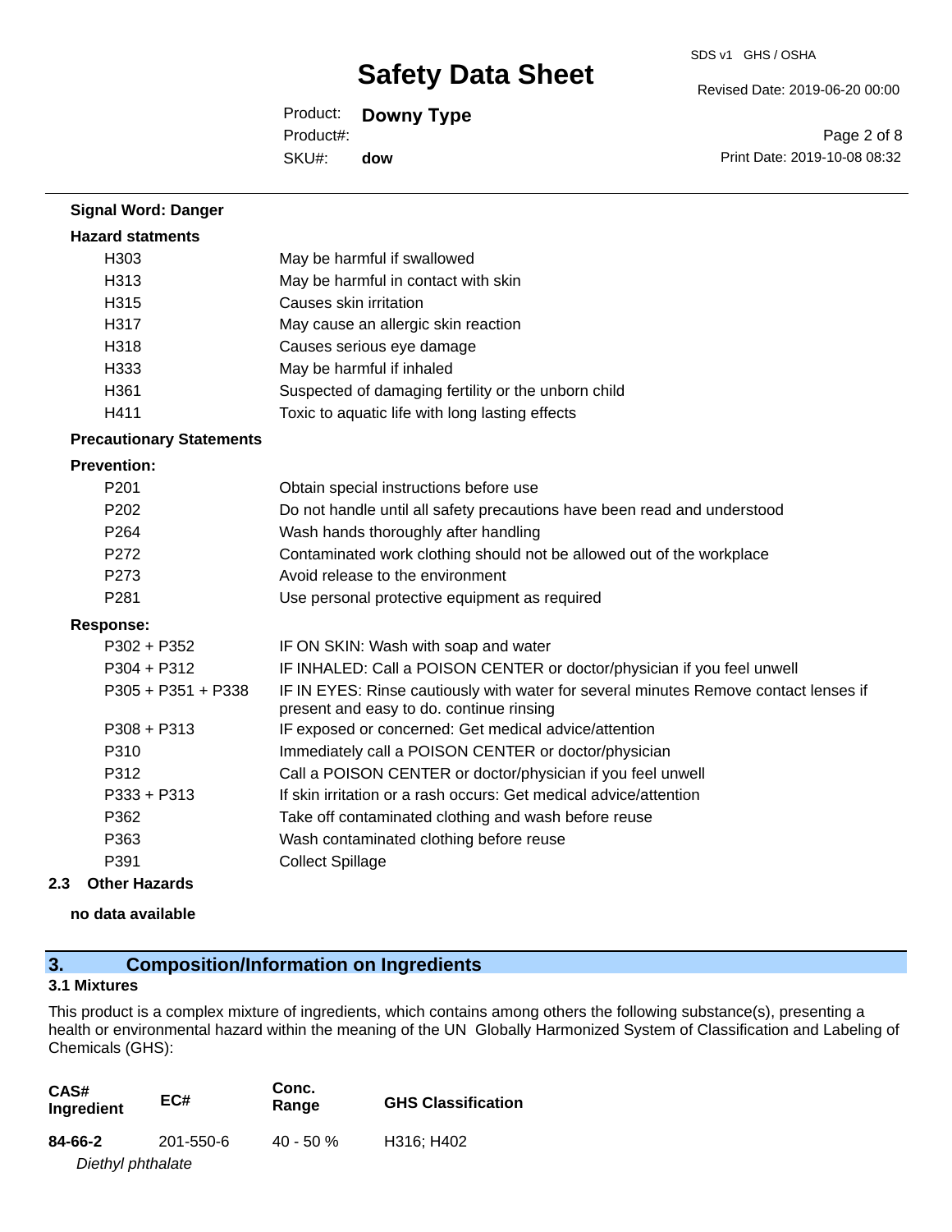**Signal Word: Danger**

**Hazard statments**

| | |
|---|---|
| H303 | May be harmful if swallowed |
| H313 | May be harmful in contact with skin |
| H315 | Causes skin irritation |
| H317 | May cause an allergic skin reaction |
| H318 | Causes serious eye damage |
| H333 | May be harmful if inhaled |
| H361 | Suspected of damaging fertility or the unborn child |
| H411 | Toxic to aquatic life with long lasting effects |

**Precautionary Statements**

**Prevention:**

| | |
|---|---|
| P201 | Obtain special instructions before use |
| P202 | Do not handle until all safety precautions have been read and understood |
| P264 | Wash hands thoroughly after handling |
| P272 | Contaminated work clothing should not be allowed out of the workplace |
| P273 | Avoid release to the environment |
| P281 | Use personal protective equipment as required |

**Response:**

| | |
|---|---|
| P302 + P352 | IF ON SKIN: Wash with soap and water |
| P304 + P312 | IF INHALED: Call a POISON CENTER or doctor/physician if you feel unwell |
| P305 + P351 + P338 | IF IN EYES: Rinse cautiously with water for several minutes Remove contact lenses if present and easy to do. continue rinsing |
| P308 + P313 | IF exposed or concerned: Get medical advice/attention |
| P310 | Immediately call a POISON CENTER or doctor/physician |
| P312 | Call a POISON CENTER or doctor/physician if you feel unwell |
| P333 + P313 | If skin irritation or a rash occurs: Get medical advice/attention |
| P362 | Take off contaminated clothing and wash before reuse |
| P363 | Wash contaminated clothing before reuse |
| P391 | Collect Spillage |

**2.3 Other Hazards**

**no data available**

## 3. Composition/Information on Ingredients

### 3.1 Mixtures

This product is a complex mixture of ingredients, which contains among others the following substance(s), presenting a health or environmental hazard within the meaning of the UN Globally Harmonized System of Classification and Labeling of Chemicals (GHS):

| CAS# Ingredient | EC# | Conc. Range | GHS Classification |
|---|---|---|---|
| **84-66-2** *Diethyl phthalate* | 201-550-6 | 40 - 50 % | H316; H402 |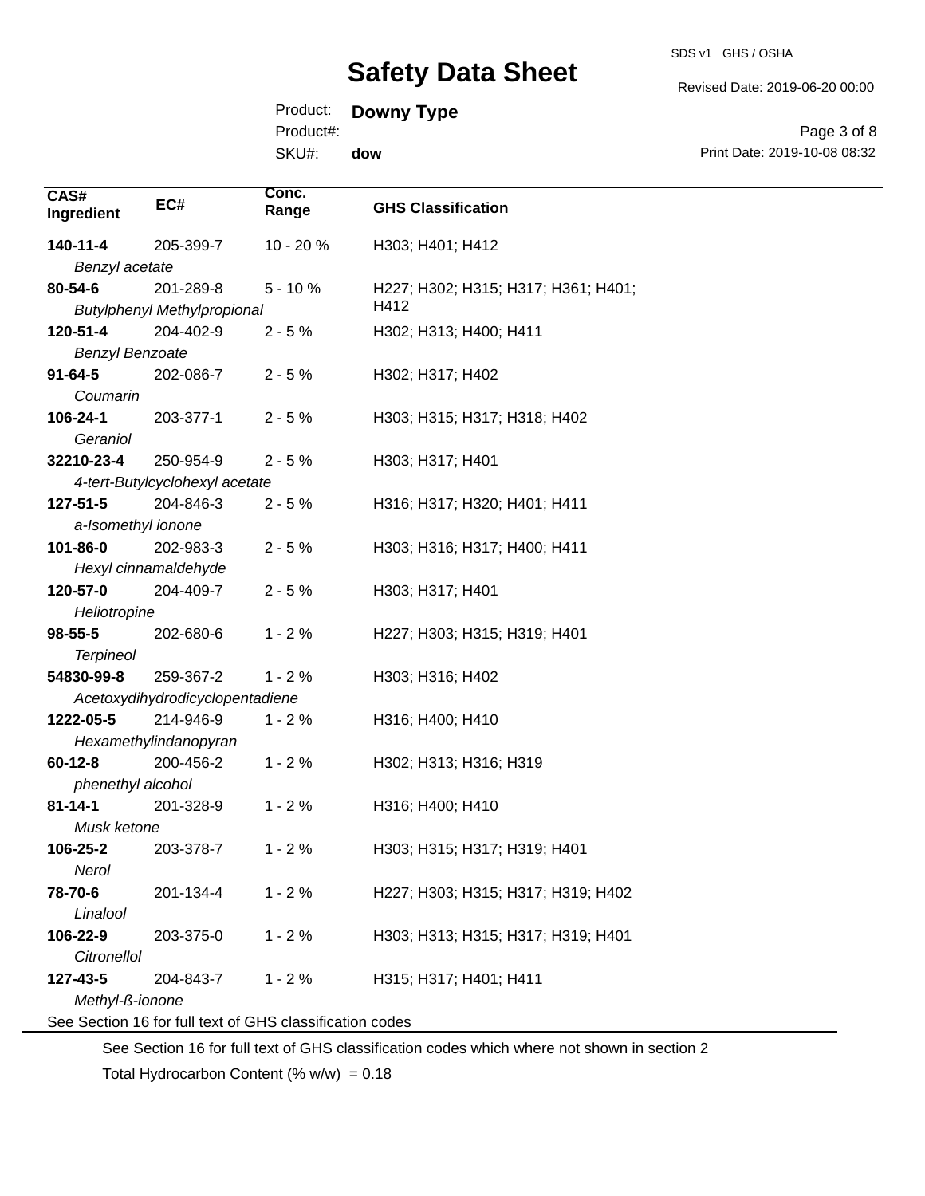| CAS# Ingredient | EC# | Conc. Range | GHS Classification |
|---|---|---|---|
| **140-11-4** *Benzyl acetate* | 205-399-7 | 10 - 20 % | H303; H401; H412 |
| **80-54-6** *Butylphenyl Methylpropional* | 201-289-8 | 5 - 10 % | H227; H302; H315; H317; H361; H401; H412 |
| **120-51-4** *Benzyl Benzoate* | 204-402-9 | 2 - 5 % | H302; H313; H400; H411 |
| **91-64-5** *Coumarin* | 202-086-7 | 2 - 5 % | H302; H317; H402 |
| **106-24-1** *Geraniol* | 203-377-1 | 2 - 5 % | H303; H315; H317; H318; H402 |
| **32210-23-4** *4-tert-Butylcyclohexyl acetate* | 250-954-9 | 2 - 5 % | H303; H317; H401 |
| **127-51-5** *a-Isomethyl ionone* | 204-846-3 | 2 - 5 % | H316; H317; H320; H401; H411 |
| **101-86-0** *Hexyl cinnamaldehyde* | 202-983-3 | 2 - 5 % | H303; H316; H317; H400; H411 |
| **120-57-0** *Heliotropine* | 204-409-7 | 2 - 5 % | H303; H317; H401 |
| **98-55-5** *Terpineol* | 202-680-6 | 1 - 2 % | H227; H303; H315; H319; H401 |
| **54830-99-8** *Acetoxydihydrodicyclopentadiene* | 259-367-2 | 1 - 2 % | H303; H316; H402 |
| **1222-05-5** *Hexamethylindanopyran* | 214-946-9 | 1 - 2 % | H316; H400; H410 |
| **60-12-8** *phenethyl alcohol* | 200-456-2 | 1 - 2 % | H302; H313; H316; H319 |
| **81-14-1** *Musk ketone* | 201-328-9 | 1 - 2 % | H316; H400; H410 |
| **106-25-2** *Nerol* | 203-378-7 | 1 - 2 % | H303; H315; H317; H319; H401 |
| **78-70-6** *Linalool* | 201-134-4 | 1 - 2 % | H227; H303; H315; H317; H319; H402 |
| **106-22-9** *Citronellol* | 203-375-0 | 1 - 2 % | H303; H313; H315; H317; H319; H401 |
| **127-43-5** *Methyl-ß-ionone* | 204-843-7 | 1 - 2 % | H315; H317; H401; H411 |

See Section 16 for full text of GHS classification codes

See Section 16 for full text of GHS classification codes which where not shown in section 2

Total Hydrocarbon Content (% w/w) = 0.18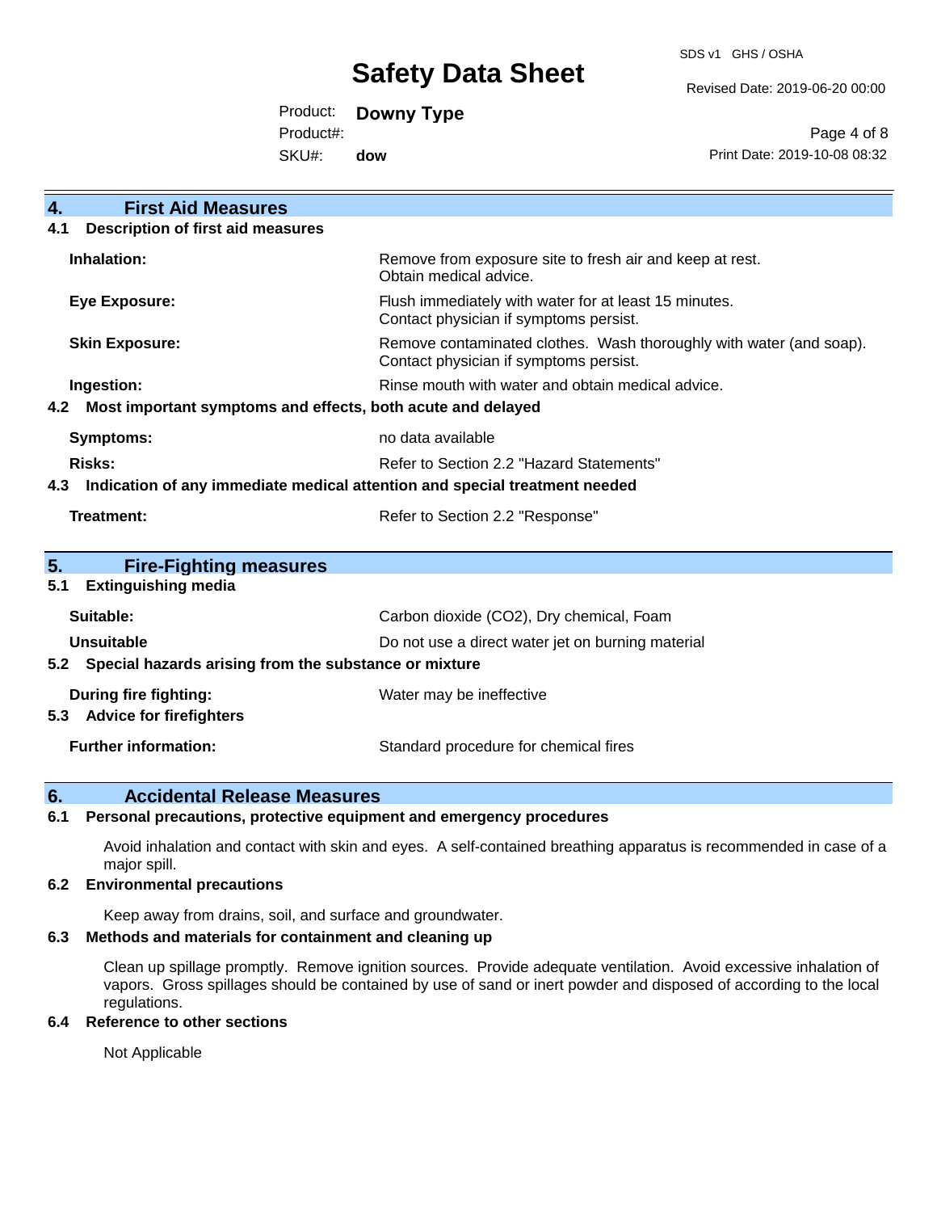## 4. First Aid Measures

### 4.1 Description of first aid measures

| | |
|---|---|
| **Inhalation:** | Remove from exposure site to fresh air and keep at rest. Obtain medical advice. |
| **Eye Exposure:** | Flush immediately with water for at least 15 minutes. Contact physician if symptoms persist. |
| **Skin Exposure:** | Remove contaminated clothes. Wash thoroughly with water (and soap). Contact physician if symptoms persist. |
| **Ingestion:** | Rinse mouth with water and obtain medical advice. |

### 4.2 Most important symptoms and effects, both acute and delayed

| | |
|---|---|
| **Symptoms:** | no data available |
| **Risks:** | Refer to Section 2.2 "Hazard Statements" |

### 4.3 Indication of any immediate medical attention and special treatment needed

| | |
|---|---|
| **Treatment:** | Refer to Section 2.2 "Response" |

## 5. Fire-Fighting measures

### 5.1 Extinguishing media

| | |
|---|---|
| **Suitable:** | Carbon dioxide ($CO_2$), Dry chemical, Foam |
| **Unsuitable** | Do not use a direct water jet on burning material |

### 5.2 Special hazards arising from the substance or mixture

| | |
|---|---|
| **During fire fighting:** | Water may be ineffective |

### 5.3 Advice for firefighters

| | |
|---|---|
| **Further information:** | Standard procedure for chemical fires |

## 6. Accidental Release Measures

### 6.1 Personal precautions, protective equipment and emergency procedures

Avoid inhalation and contact with skin and eyes. A self-contained breathing apparatus is recommended in case of a major spill.

### 6.2 Environmental precautions

Keep away from drains, soil, and surface and groundwater.

### 6.3 Methods and materials for containment and cleaning up

Clean up spillage promptly. Remove ignition sources. Provide adequate ventilation. Avoid excessive inhalation of vapors. Gross spillages should be contained by use of sand or inert powder and disposed of according to the local regulations.

### 6.4 Reference to other sections

Not Applicable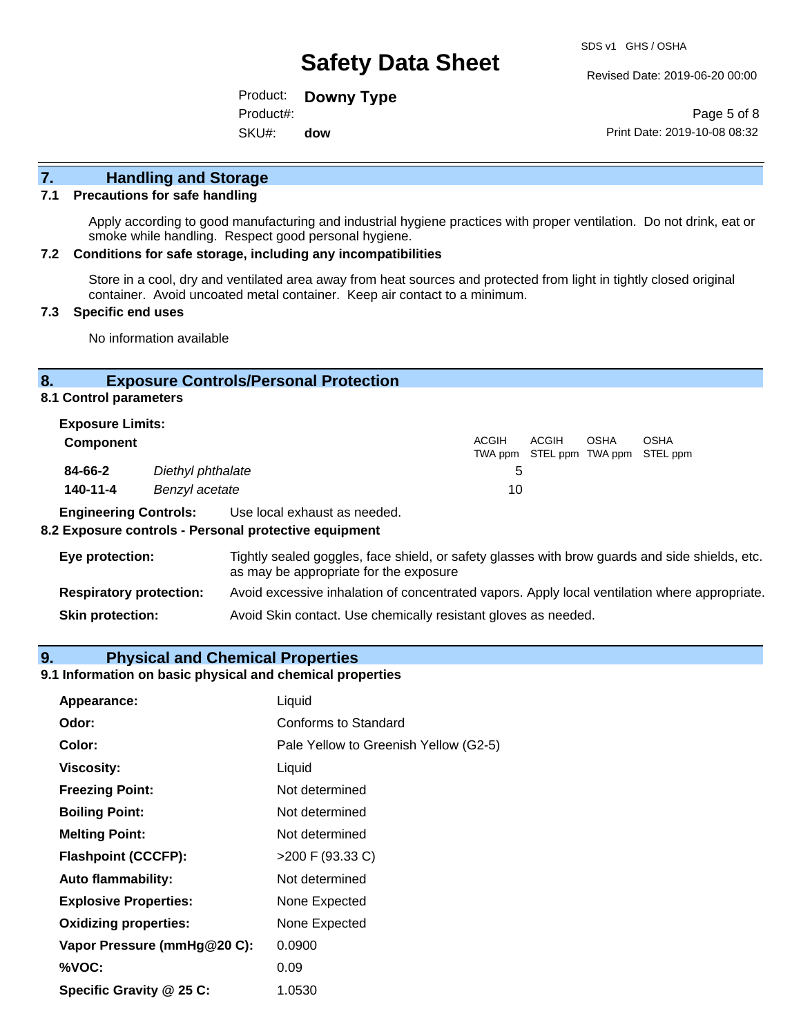## 7. Handling and Storage

### 7.1 Precautions for safe handling

Apply according to good manufacturing and industrial hygiene practices with proper ventilation. Do not drink, eat or smoke while handling. Respect good personal hygiene.

### 7.2 Conditions for safe storage, including any incompatibilities

Store in a cool, dry and ventilated area away from heat sources and protected from light in tightly closed original container. Avoid uncoated metal container. Keep air contact to a minimum.

### 7.3 Specific end uses

No information available

## 8. Exposure Controls/Personal Protection

### 8.1 Control parameters

**Exposure Limits:**

| Component | | ACGIH TWA ppm | ACGIH STEL ppm | OSHA TWA ppm | OSHA STEL ppm |
|---|---|---|---|---|---|
| **84-66-2** | *Diethyl phthalate* | 5 | | | |
| **140-11-4** | *Benzyl acetate* | 10 | | | |

**Engineering Controls:** Use local exhaust as needed.

### 8.2 Exposure controls - Personal protective equipment

**Eye protection:** Tightly sealed goggles, face shield, or safety glasses with brow guards and side shields, etc. as may be appropriate for the exposure

**Respiratory protection:** Avoid excessive inhalation of concentrated vapors. Apply local ventilation where appropriate.

**Skin protection:** Avoid Skin contact. Use chemically resistant gloves as needed.

## 9. Physical and Chemical Properties

### 9.1 Information on basic physical and chemical properties

| | |
|---|---|
| **Appearance:** | Liquid |
| **Odor:** | Conforms to Standard |
| **Color:** | Pale Yellow to Greenish Yellow (G2-5) |
| **Viscosity:** | Liquid |
| **Freezing Point:** | Not determined |
| **Boiling Point:** | Not determined |
| **Melting Point:** | Not determined |
| **Flashpoint (CCCFP):** | >200 F (93.33 C) |
| **Auto flammability:** | Not determined |
| **Explosive Properties:** | None Expected |
| **Oxidizing properties:** | None Expected |
| **Vapor Pressure (mmHg@20 C):** | 0.0900 |
| **%VOC:** | 0.09 |
| **Specific Gravity @ 25 C:** | 1.0530 |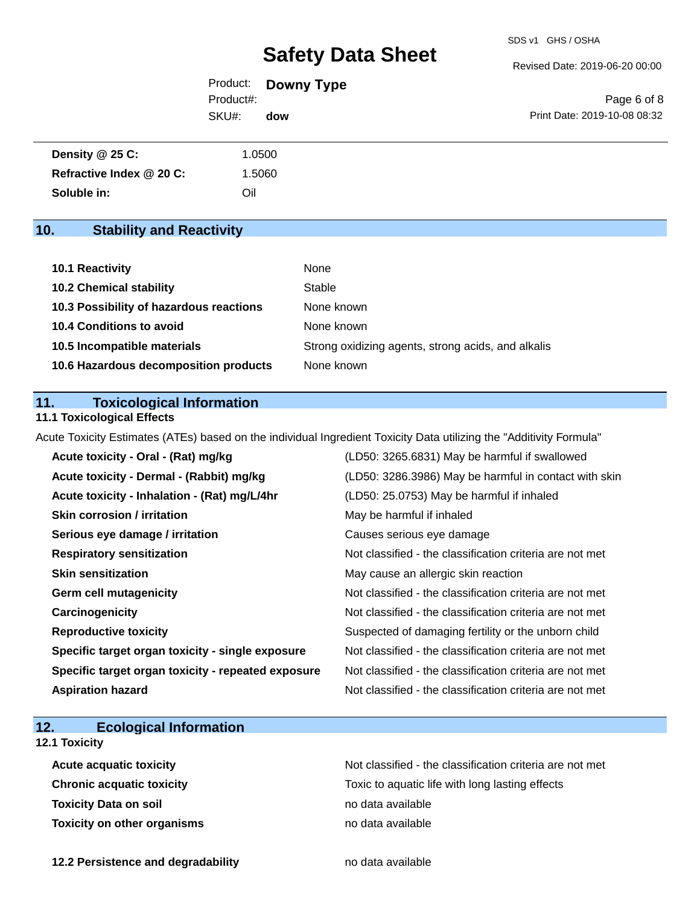| | |
|---|---|
| **Density @ 25 C:** | 1.0500 |
| **Refractive Index @ 20 C:** | 1.5060 |
| **Soluble in:** | Oil |

## 10. Stability and Reactivity

| | |
|---|---|
| **10.1 Reactivity** | None |
| **10.2 Chemical stability** | Stable |
| **10.3 Possibility of hazardous reactions** | None known |
| **10.4 Conditions to avoid** | None known |
| **10.5 Incompatible materials** | Strong oxidizing agents, strong acids, and alkalis |
| **10.6 Hazardous decomposition products** | None known |

## 11. Toxicological Information

### 11.1 Toxicological Effects

Acute Toxicity Estimates (ATEs) based on the individual Ingredient Toxicity Data utilizing the "Additivity Formula"

| | |
|---|---|
| **Acute toxicity - Oral - (Rat) mg/kg** | (LD50: 3265.6831) May be harmful if swallowed |
| **Acute toxicity - Dermal - (Rabbit) mg/kg** | (LD50: 3286.3986) May be harmful in contact with skin |
| **Acute toxicity - Inhalation - (Rat) mg/L/4hr** | (LD50: 25.0753) May be harmful if inhaled |
| **Skin corrosion / irritation** | May be harmful if inhaled |
| **Serious eye damage / irritation** | Causes serious eye damage |
| **Respiratory sensitization** | Not classified - the classification criteria are not met |
| **Skin sensitization** | May cause an allergic skin reaction |
| **Germ cell mutagenicity** | Not classified - the classification criteria are not met |
| **Carcinogenicity** | Not classified - the classification criteria are not met |
| **Reproductive toxicity** | Suspected of damaging fertility or the unborn child |
| **Specific target organ toxicity - single exposure** | Not classified - the classification criteria are not met |
| **Specific target organ toxicity - repeated exposure** | Not classified - the classification criteria are not met |
| **Aspiration hazard** | Not classified - the classification criteria are not met |

## 12. Ecological Information

### 12.1 Toxicity

| | |
|---|---|
| **Acute acquatic toxicity** | Not classified - the classification criteria are not met |
| **Chronic acquatic toxicity** | Toxic to aquatic life with long lasting effects |
| **Toxicity Data on soil** | no data available |
| **Toxicity on other organisms** | no data available |

| | |
|---|---|
| **12.2 Persistence and degradability** | no data available |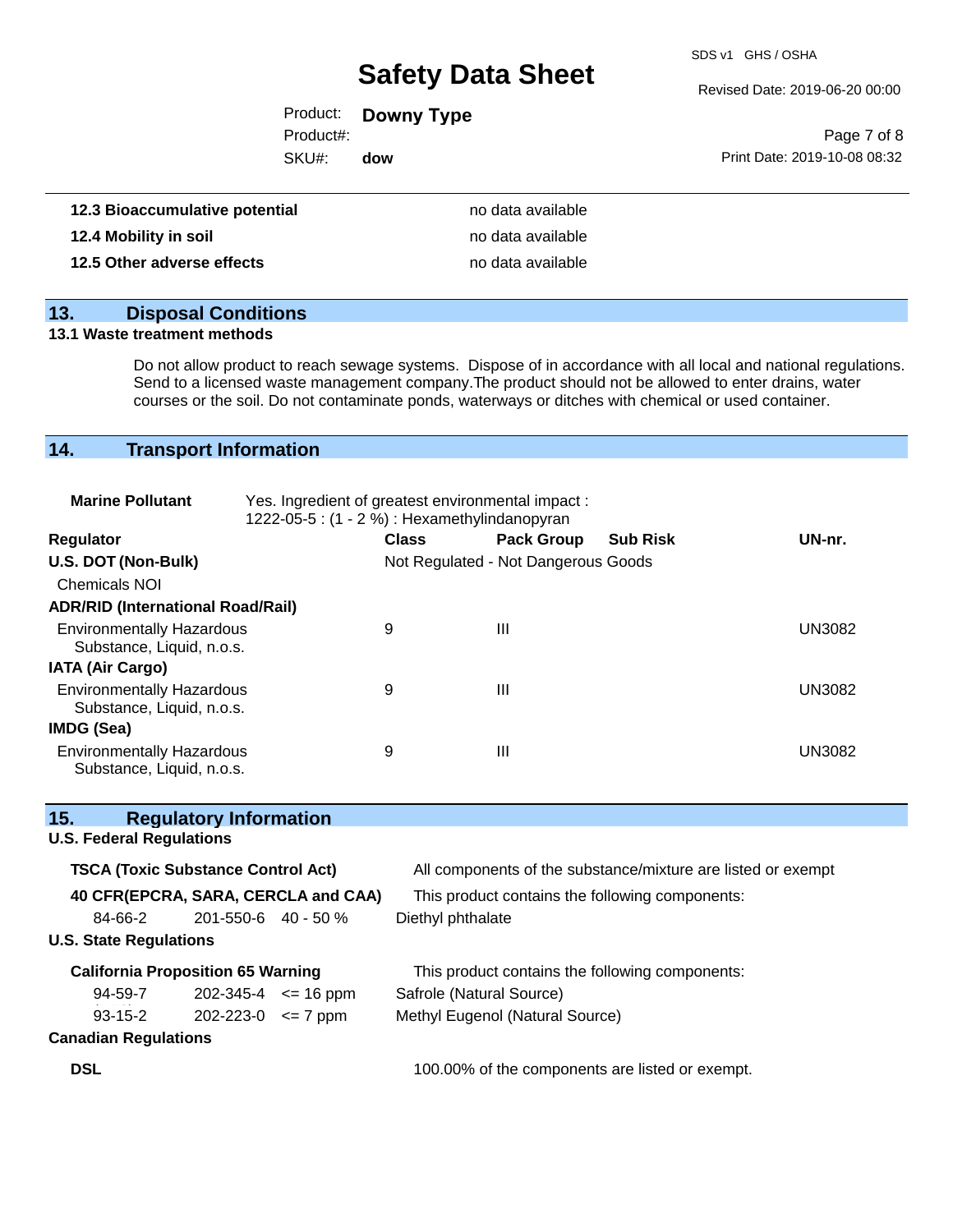| | |
|---|---|
| **12.3 Bioaccumulative potential** | no data available |
| **12.4 Mobility in soil** | no data available |
| **12.5 Other adverse effects** | no data available |

## 13. Disposal Conditions

### 13.1 Waste treatment methods

Do not allow product to reach sewage systems. Dispose of in accordance with all local and national regulations. Send to a licensed waste management company.The product should not be allowed to enter drains, water courses or the soil. Do not contaminate ponds, waterways or ditches with chemical or used container.

## 14. Transport Information

**Marine Pollutant** Yes. Ingredient of greatest environmental impact : 1222-05-5 : (1 - 2 %) : Hexamethylindanopyran

| Regulator | Class | Pack Group | Sub Risk | UN-nr. |
|---|---|---|---|---|
| **U.S. DOT (Non-Bulk)** | Not Regulated - Not Dangerous Goods | | | |
| Chemicals NOI | | | | |
| **ADR/RID (International Road/Rail)** | | | | |
| Environmentally Hazardous Substance, Liquid, n.o.s. | 9 | III | | UN3082 |
| **IATA (Air Cargo)** | | | | |
| Environmentally Hazardous Substance, Liquid, n.o.s. | 9 | III | | UN3082 |
| **IMDG (Sea)** | | | | |
| Environmentally Hazardous Substance, Liquid, n.o.s. | 9 | III | | UN3082 |

## 15. Regulatory Information

### U.S. Federal Regulations

**TSCA (Toxic Substance Control Act)** All components of the substance/mixture are listed or exempt

**40 CFR(EPCRA, SARA, CERCLA and CAA)** This product contains the following components:

| | | | |
|---|---|---|---|
| 84-66-2 | 201-550-6 | 40 - 50 % | Diethyl phthalate |

### U.S. State Regulations

**California Proposition 65 Warning** This product contains the following components:

| | | | |
|---|---|---|---|
| 94-59-7 | 202-345-4 | <= 16 ppm | Safrole (Natural Source) |
| 93-15-2 | 202-223-0 | <= 7 ppm | Methyl Eugenol (Natural Source) |

### Canadian Regulations

**DSL** 100.00% of the components are listed or exempt.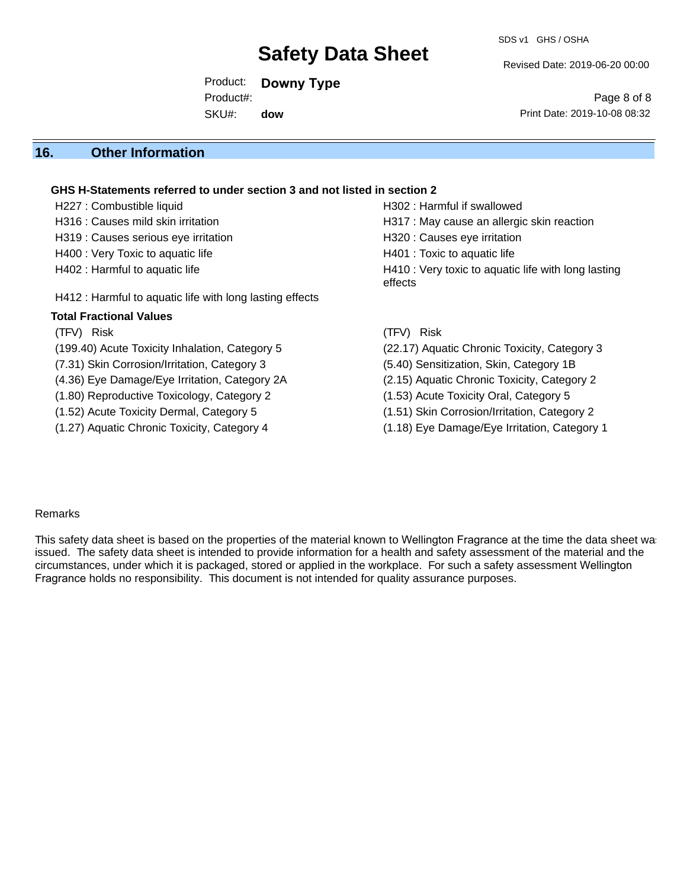## 16. Other Information

**GHS H-Statements referred to under section 3 and not listed in section 2**

H227 : Combustible liquid
H302 : Harmful if swallowed
H316 : Causes mild skin irritation
H317 : May cause an allergic skin reaction
H319 : Causes serious eye irritation
H320 : Causes eye irritation
H400 : Very Toxic to aquatic life
H401 : Toxic to aquatic life
H402 : Harmful to aquatic life
H410 : Very toxic to aquatic life with long lasting effects
H412 : Harmful to aquatic life with long lasting effects

**Total Fractional Values**

| (TFV) | Risk | (TFV) | Risk |
|---|---|---|---|
| (199.40) | Acute Toxicity Inhalation, Category 5 | (22.17) | Aquatic Chronic Toxicity, Category 3 |
| (7.31) | Skin Corrosion/Irritation, Category 3 | (5.40) | Sensitization, Skin, Category 1B |
| (4.36) | Eye Damage/Eye Irritation, Category 2A | (2.15) | Aquatic Chronic Toxicity, Category 2 |
| (1.80) | Reproductive Toxicology, Category 2 | (1.53) | Acute Toxicity Oral, Category 5 |
| (1.52) | Acute Toxicity Dermal, Category 5 | (1.51) | Skin Corrosion/Irritation, Category 2 |
| (1.27) | Aquatic Chronic Toxicity, Category 4 | (1.18) | Eye Damage/Eye Irritation, Category 1 |

Remarks

This safety data sheet is based on the properties of the material known to Wellington Fragrance at the time the data sheet was issued. The safety data sheet is intended to provide information for a health and safety assessment of the material and the circumstances, under which it is packaged, stored or applied in the workplace. For such a safety assessment Wellington Fragrance holds no responsibility. This document is not intended for quality assurance purposes.